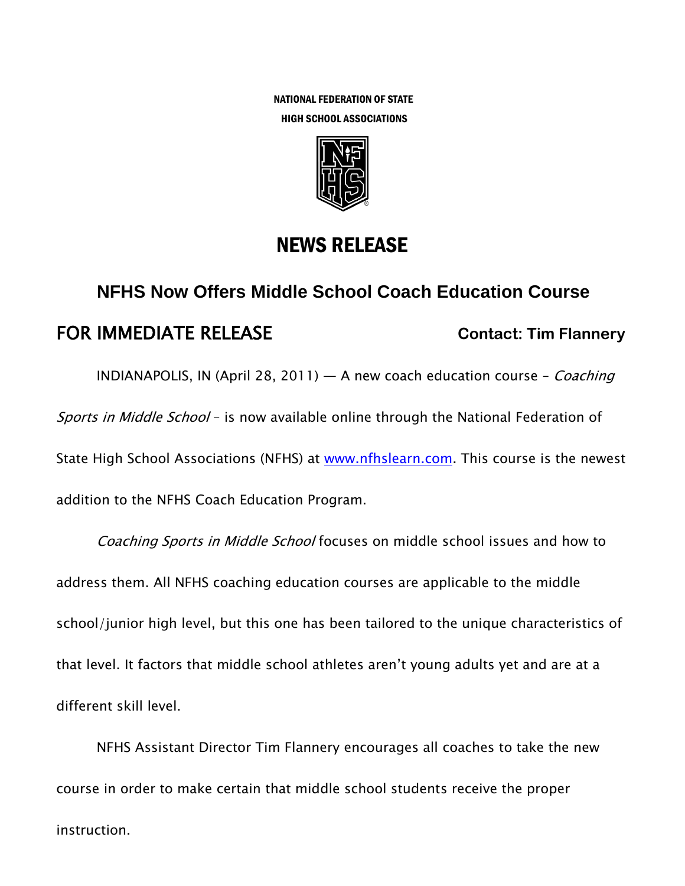NATIONAL FEDERATION OF STATE
HIGH SCHOOL ASSOCIATIONS

# NEWS RELEASE

## NFHS Now Offers Middle School Coach Education Course

**FOR IMMEDIATE RELEASE** **Contact: Tim Flannery**

INDIANAPOLIS, IN (April 28, 2011) — A new coach education course – *Coaching Sports in Middle School* – is now available online through the National Federation of State High School Associations (NFHS) at www.nfhslearn.com. This course is the newest addition to the NFHS Coach Education Program.

*Coaching Sports in Middle School* focuses on middle school issues and how to address them. All NFHS coaching education courses are applicable to the middle school/junior high level, but this one has been tailored to the unique characteristics of that level. It factors that middle school athletes aren't young adults yet and are at a different skill level.

NFHS Assistant Director Tim Flannery encourages all coaches to take the new course in order to make certain that middle school students receive the proper instruction.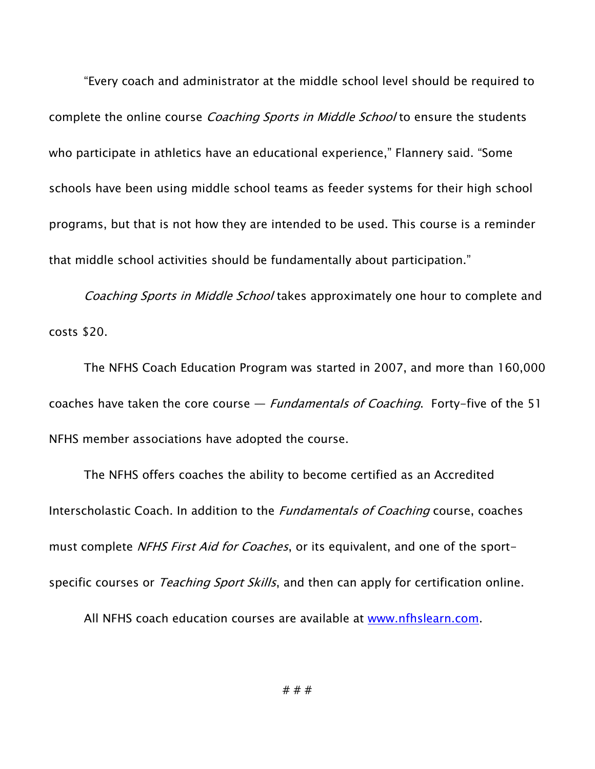"Every coach and administrator at the middle school level should be required to complete the online course *Coaching Sports in Middle School* to ensure the students who participate in athletics have an educational experience," Flannery said. "Some schools have been using middle school teams as feeder systems for their high school programs, but that is not how they are intended to be used. This course is a reminder that middle school activities should be fundamentally about participation."

*Coaching Sports in Middle School* takes approximately one hour to complete and costs $20.

The NFHS Coach Education Program was started in 2007, and more than 160,000 coaches have taken the core course — *Fundamentals of Coaching*. Forty-five of the 51 NFHS member associations have adopted the course.

The NFHS offers coaches the ability to become certified as an Accredited Interscholastic Coach. In addition to the *Fundamentals of Coaching* course, coaches must complete *NFHS First Aid for Coaches*, or its equivalent, and one of the sport-specific courses or *Teaching Sport Skills*, and then can apply for certification online.

All NFHS coach education courses are available at [www.nfhslearn.com](http://www.nfhslearn.com).

# # #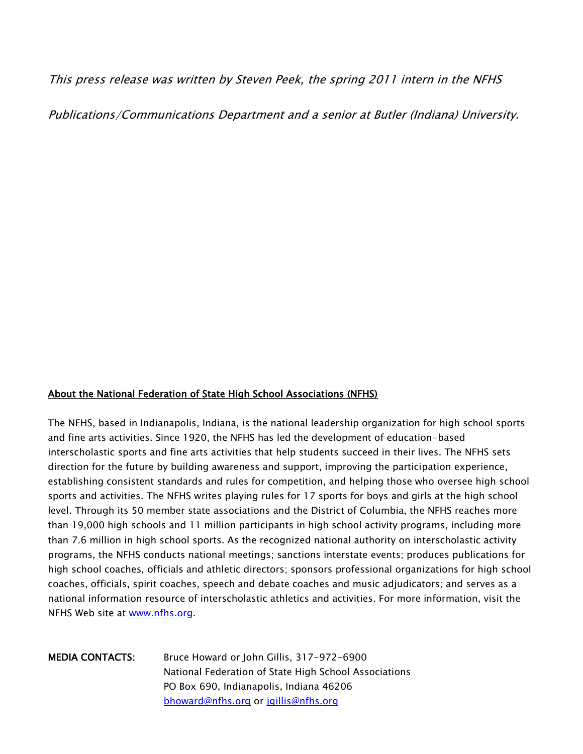*This press release was written by Steven Peek, the spring 2011 intern in the NFHS Publications/Communications Department and a senior at Butler (Indiana) University.*

**About the National Federation of State High School Associations (NFHS)**

The NFHS, based in Indianapolis, Indiana, is the national leadership organization for high school sports and fine arts activities. Since 1920, the NFHS has led the development of education-based interscholastic sports and fine arts activities that help students succeed in their lives. The NFHS sets direction for the future by building awareness and support, improving the participation experience, establishing consistent standards and rules for competition, and helping those who oversee high school sports and activities. The NFHS writes playing rules for 17 sports for boys and girls at the high school level. Through its 50 member state associations and the District of Columbia, the NFHS reaches more than 19,000 high schools and 11 million participants in high school activity programs, including more than 7.6 million in high school sports. As the recognized national authority on interscholastic activity programs, the NFHS conducts national meetings; sanctions interstate events; produces publications for high school coaches, officials and athletic directors; sponsors professional organizations for high school coaches, officials, spirit coaches, speech and debate coaches and music adjudicators; and serves as a national information resource of interscholastic athletics and activities. For more information, visit the NFHS Web site at www.nfhs.org.

**MEDIA CONTACTS:** Bruce Howard or John Gillis, 317-972-6900
National Federation of State High School Associations
PO Box 690, Indianapolis, Indiana 46206
bhoward@nfhs.org or jgillis@nfhs.org